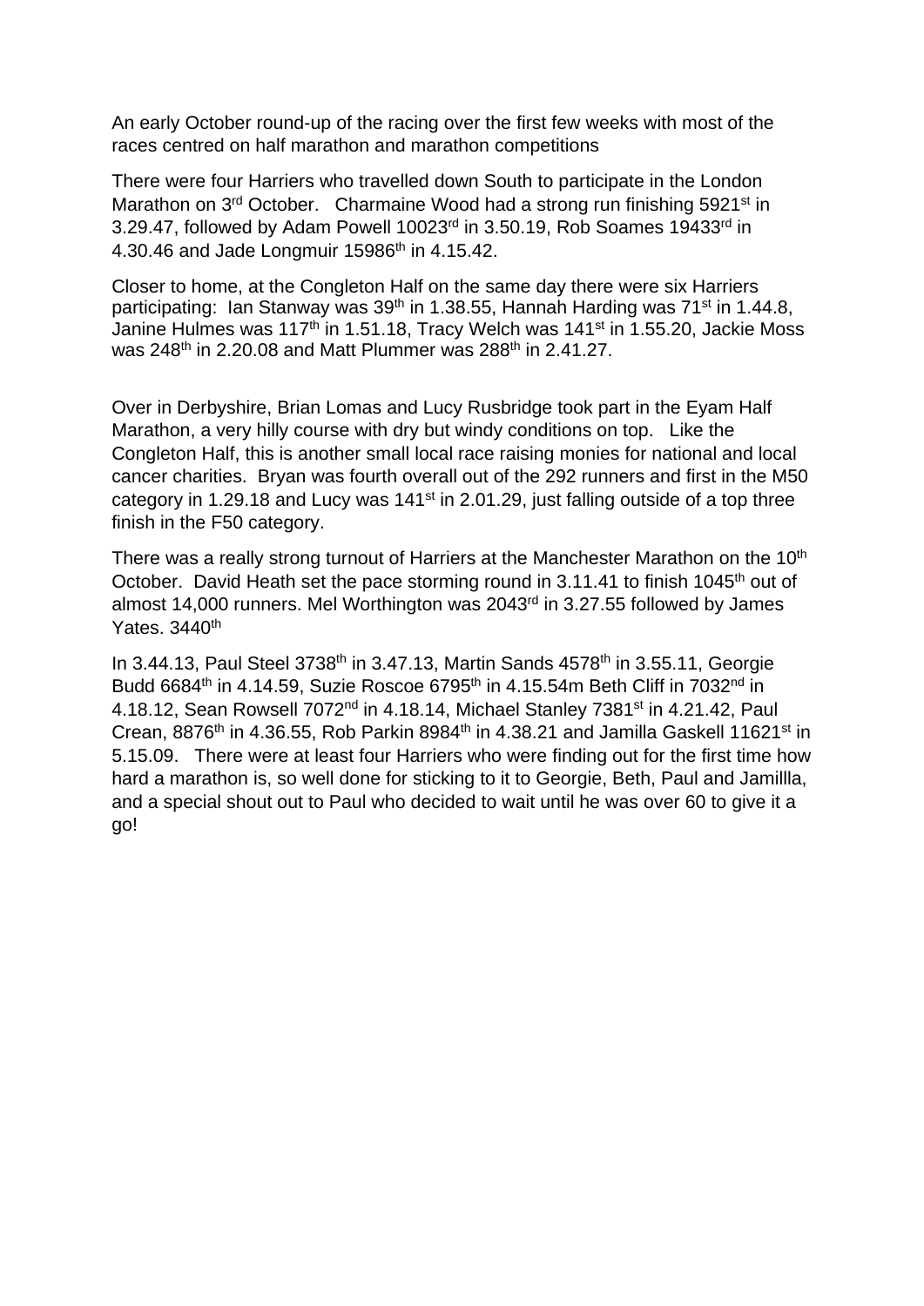An early October round-up of the racing over the first few weeks with most of the races centred on half marathon and marathon competitions

There were four Harriers who travelled down South to participate in the London Marathon on 3rd October. Charmaine Wood had a strong run finishing 5921st in 3.29.47, followed by Adam Powell 10023rd in 3.50.19, Rob Soames 19433rd in 4.30.46 and Jade Longmuir 15986th in 4.15.42.

Closer to home, at the Congleton Half on the same day there were six Harriers participating: Ian Stanway was 39th in 1.38.55, Hannah Harding was 71st in 1.44.8, Janine Hulmes was 117th in 1.51.18, Tracy Welch was 141st in 1.55.20, Jackie Moss was 248th in 2.20.08 and Matt Plummer was 288th in 2.41.27.

Over in Derbyshire, Brian Lomas and Lucy Rusbridge took part in the Eyam Half Marathon, a very hilly course with dry but windy conditions on top. Like the Congleton Half, this is another small local race raising monies for national and local cancer charities. Bryan was fourth overall out of the 292 runners and first in the M50 category in 1.29.18 and Lucy was 141st in 2.01.29, just falling outside of a top three finish in the F50 category.

There was a really strong turnout of Harriers at the Manchester Marathon on the 10th October. David Heath set the pace storming round in 3.11.41 to finish 1045th out of almost 14,000 runners. Mel Worthington was 2043rd in 3.27.55 followed by James Yates. 3440th

In 3.44.13, Paul Steel 3738th in 3.47.13, Martin Sands 4578th in 3.55.11, Georgie Budd 6684th in 4.14.59, Suzie Roscoe 6795th in 4.15.54m Beth Cliff in 7032nd in 4.18.12, Sean Rowsell 7072nd in 4.18.14, Michael Stanley 7381st in 4.21.42, Paul Crean, 8876th in 4.36.55, Rob Parkin 8984th in 4.38.21 and Jamilla Gaskell 11621st in 5.15.09. There were at least four Harriers who were finding out for the first time how hard a marathon is, so well done for sticking to it to Georgie, Beth, Paul and Jamillla, and a special shout out to Paul who decided to wait until he was over 60 to give it a go!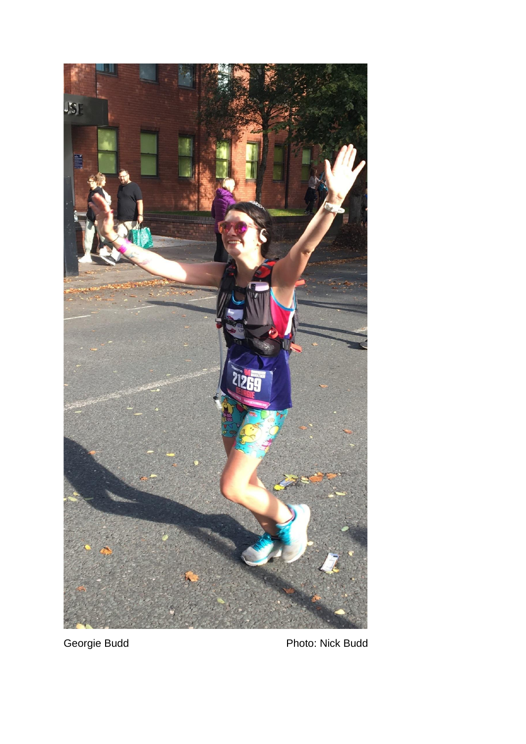Georgie Budd Photo: Nick Budd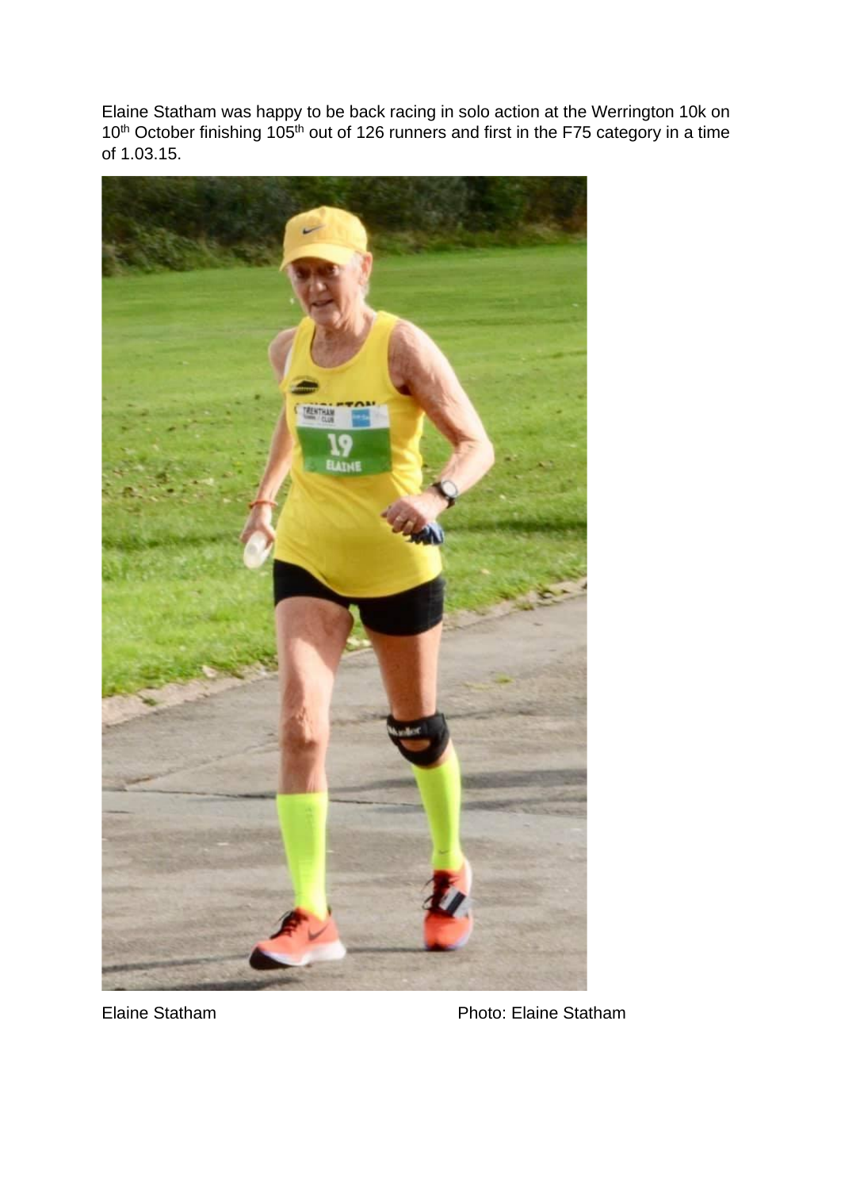Elaine Statham was happy to be back racing in solo action at the Werrington 10k on 10th October finishing 105th out of 126 runners and first in the F75 category in a time of 1.03.15.

Elaine Statham Photo: Elaine Statham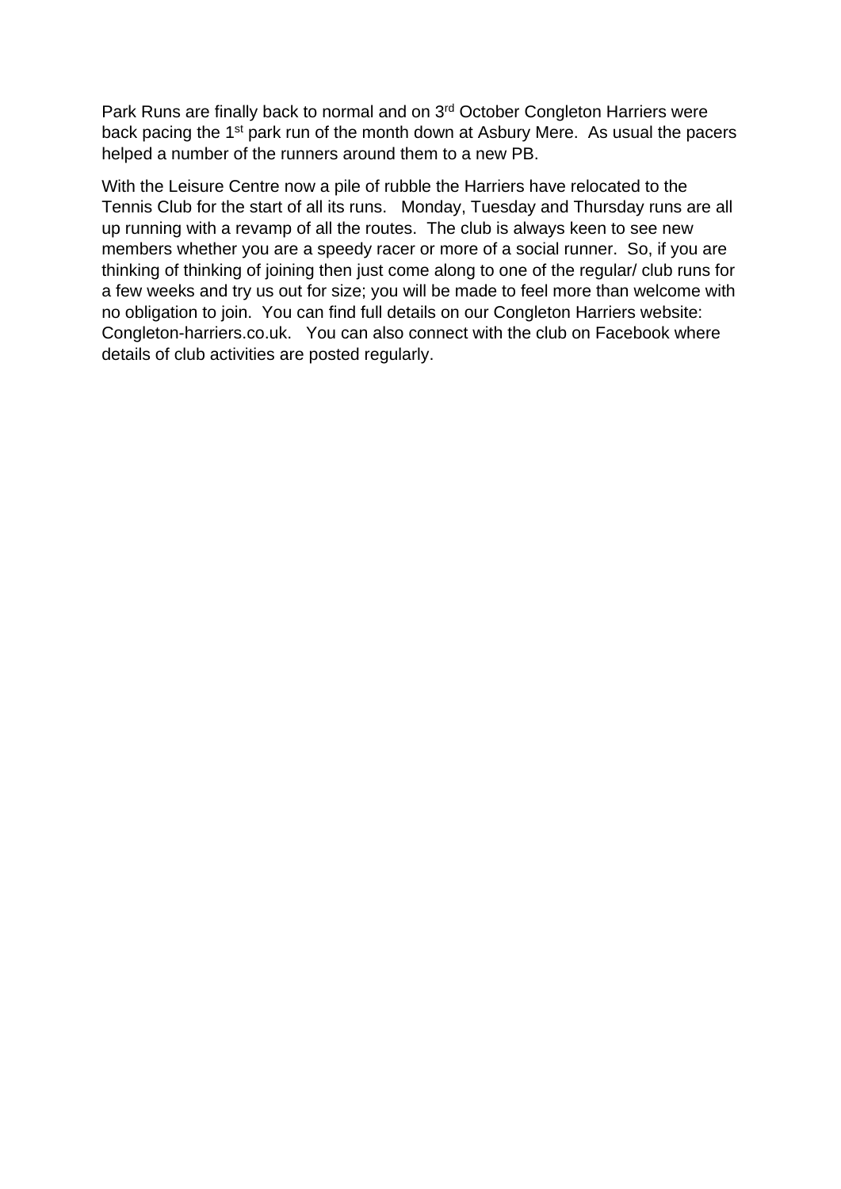Park Runs are finally back to normal and on 3rd October Congleton Harriers were back pacing the 1st park run of the month down at Asbury Mere. As usual the pacers helped a number of the runners around them to a new PB.

With the Leisure Centre now a pile of rubble the Harriers have relocated to the Tennis Club for the start of all its runs. Monday, Tuesday and Thursday runs are all up running with a revamp of all the routes. The club is always keen to see new members whether you are a speedy racer or more of a social runner. So, if you are thinking of thinking of joining then just come along to one of the regular/ club runs for a few weeks and try us out for size; you will be made to feel more than welcome with no obligation to join. You can find full details on our Congleton Harriers website: Congleton-harriers.co.uk. You can also connect with the club on Facebook where details of club activities are posted regularly.